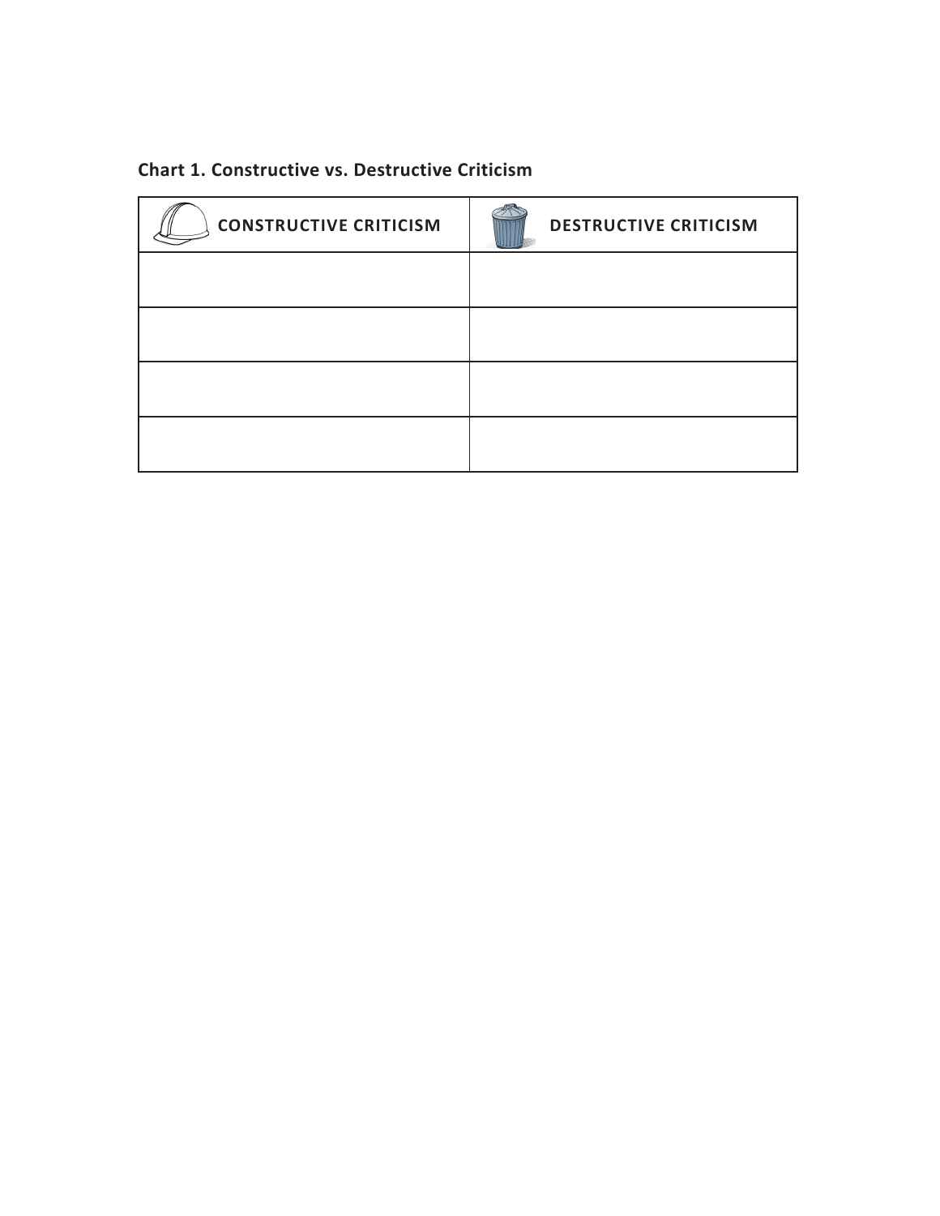**Chart 1. Constructive vs. Destructive Criticism**

| CONSTRUCTIVE CRITICISM | DESTRUCTIVE CRITICISM |
| --- | --- |
| | |
| | |
| | |
| | |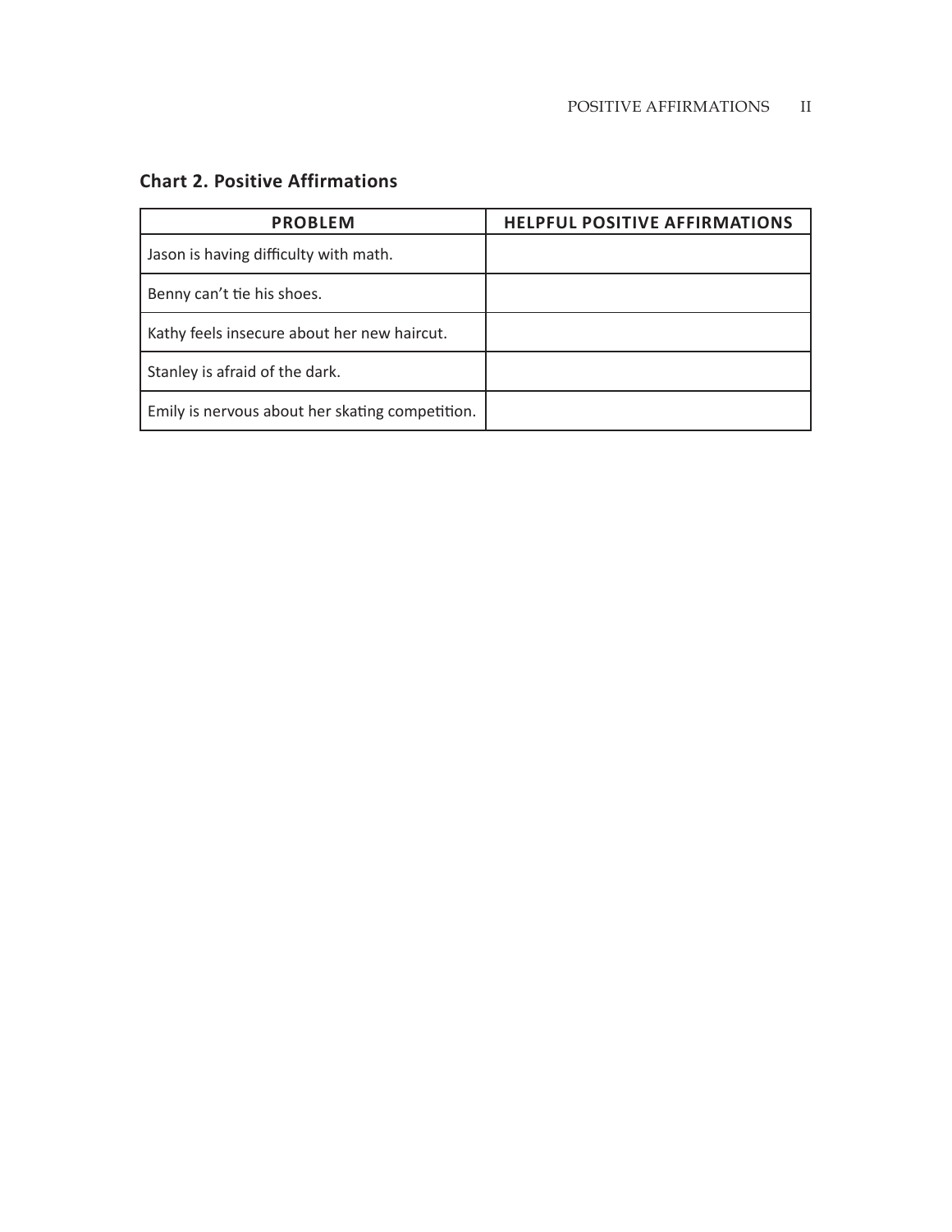**Chart 2. Positive Affirmations**

| PROBLEM | HELPFUL POSITIVE AFFIRMATIONS |
|---|---|
| Jason is having difficulty with math. | |
| Benny can't tie his shoes. | |
| Kathy feels insecure about her new haircut. | |
| Stanley is afraid of the dark. | |
| Emily is nervous about her skating competition. | |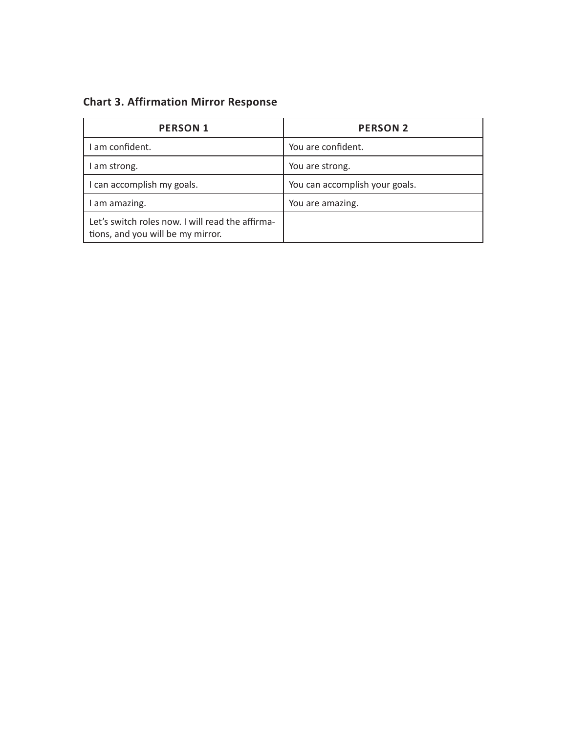**Chart 3. Affirmation Mirror Response**

| PERSON 1 | PERSON 2 |
|---|---|
| I am confident. | You are confident. |
| I am strong. | You are strong. |
| I can accomplish my goals. | You can accomplish your goals. |
| I am amazing. | You are amazing. |
| Let's switch roles now. I will read the affirmations, and you will be my mirror. | |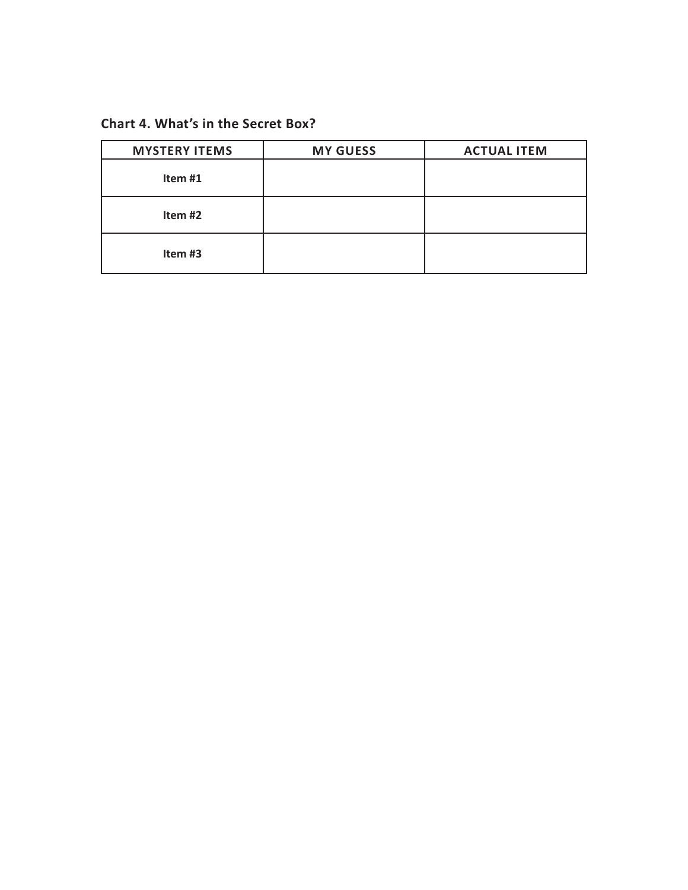**Chart 4. What's in the Secret Box?**

| MYSTERY ITEMS | MY GUESS | ACTUAL ITEM |
| --- | --- | --- |
| **Item #1** | | |
| **Item #2** | | |
| **Item #3** | | |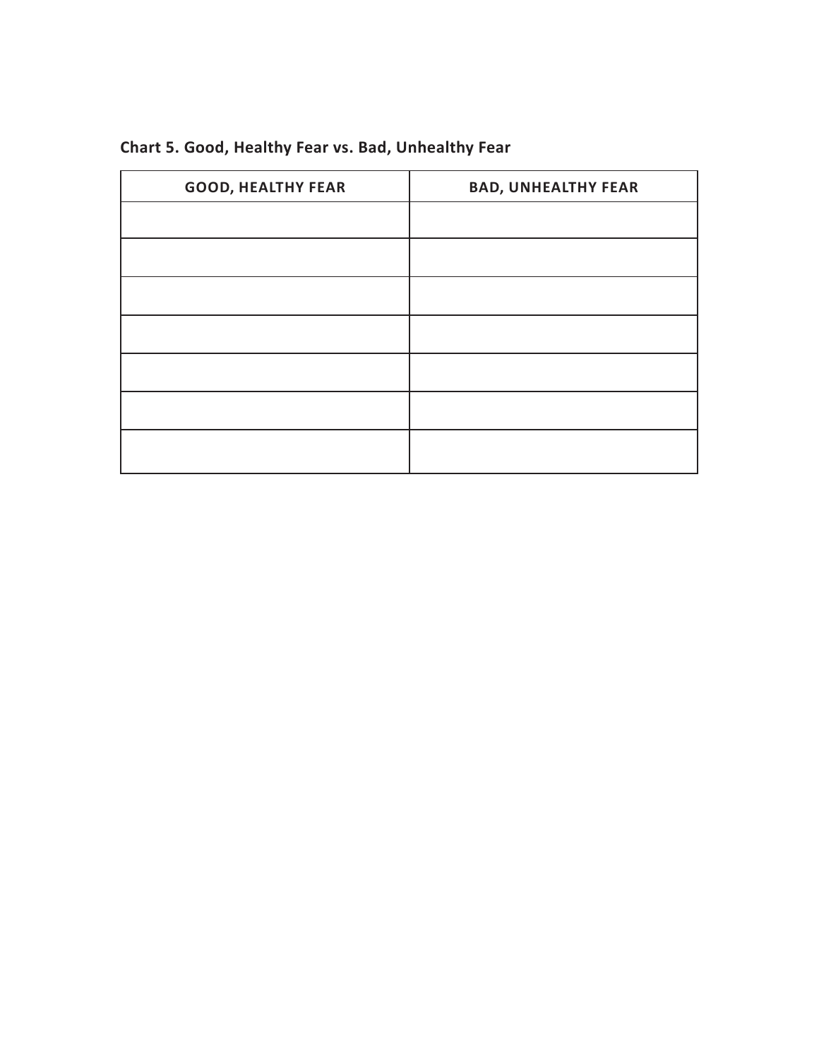**Chart 5. Good, Healthy Fear vs. Bad, Unhealthy Fear**

| GOOD, HEALTHY FEAR | BAD, UNHEALTHY FEAR |
| --- | --- |
| | |
| | |
| | |
| | |
| | |
| | |
| | |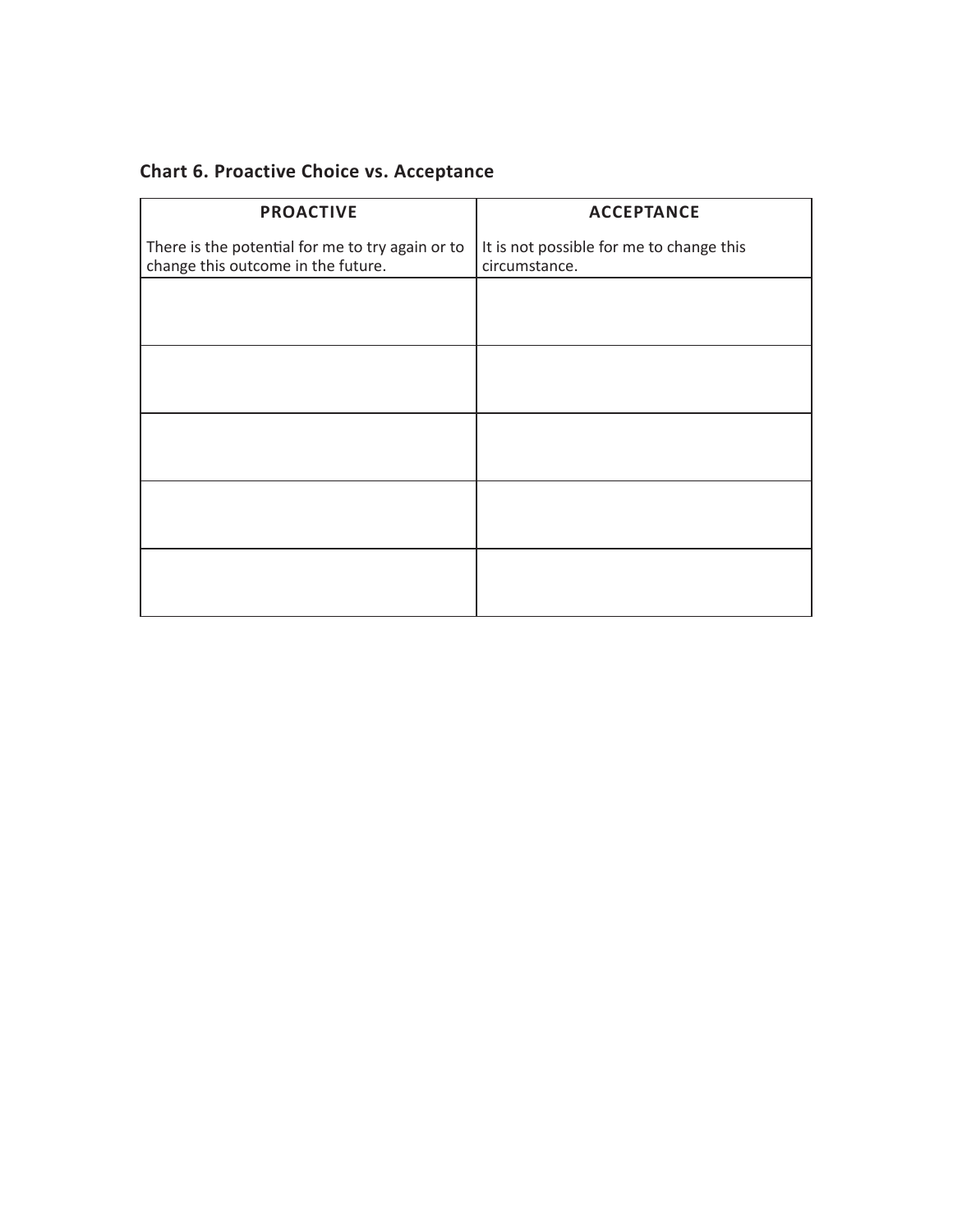**Chart 6. Proactive Choice vs. Acceptance**

| PROACTIVE<br><br>There is the potential for me to try again or to change this outcome in the future. | ACCEPTANCE<br><br>It is not possible for me to change this circumstance. |
|---|---|
| | |
| | |
| | |
| | |
| | |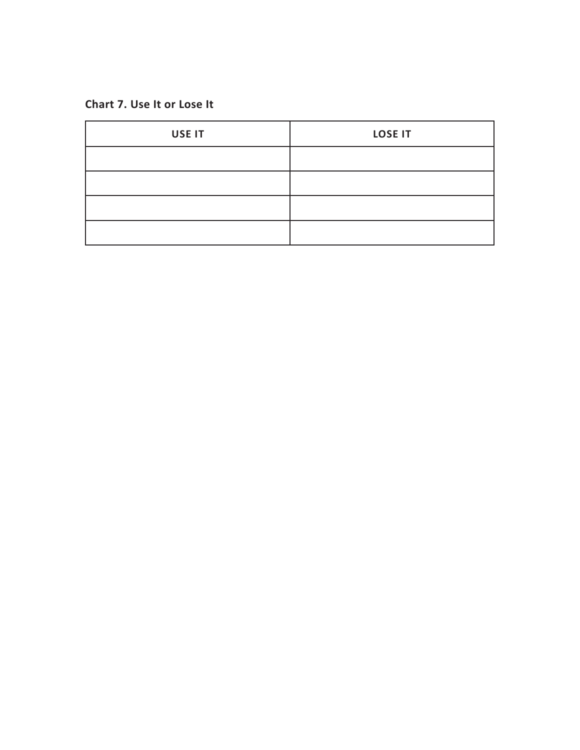**Chart 7. Use It or Lose It**

| USE IT | LOSE IT |
| --- | --- |
| | |
| | |
| | |
| | |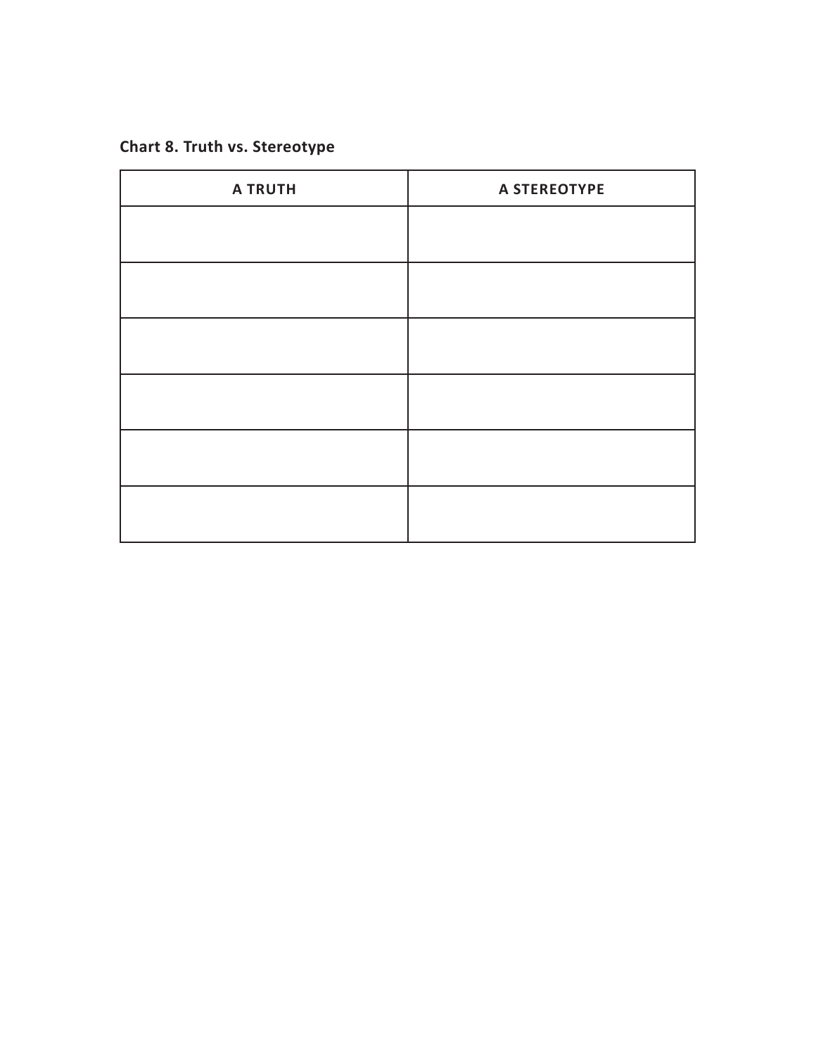**Chart 8. Truth vs. Stereotype**

| A TRUTH | A STEREOTYPE |
| --- | --- |
| | |
| | |
| | |
| | |
| | |
| | |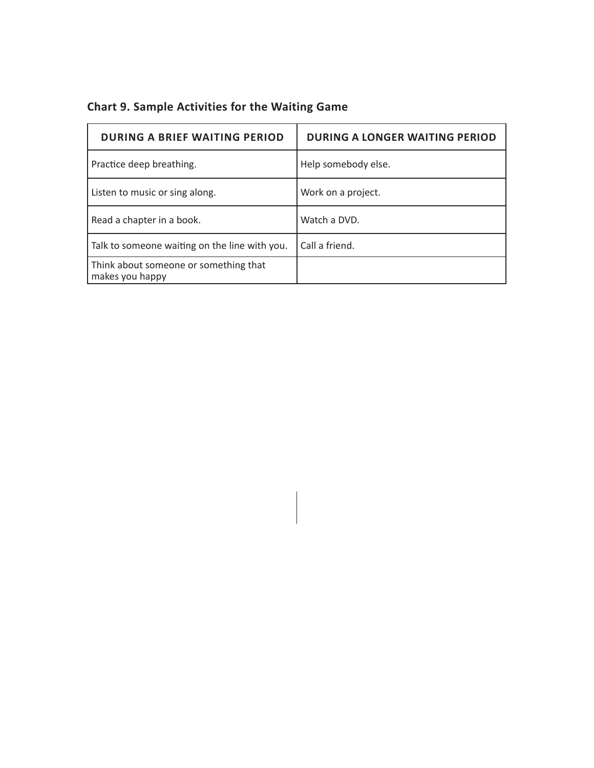**Chart 9. Sample Activities for the Waiting Game**

| DURING A BRIEF WAITING PERIOD | DURING A LONGER WAITING PERIOD |
| --- | --- |
| Practice deep breathing. | Help somebody else. |
| Listen to music or sing along. | Work on a project. |
| Read a chapter in a book. | Watch a DVD. |
| Talk to someone waiting on the line with you. | Call a friend. |
| Think about someone or something that makes you happy | |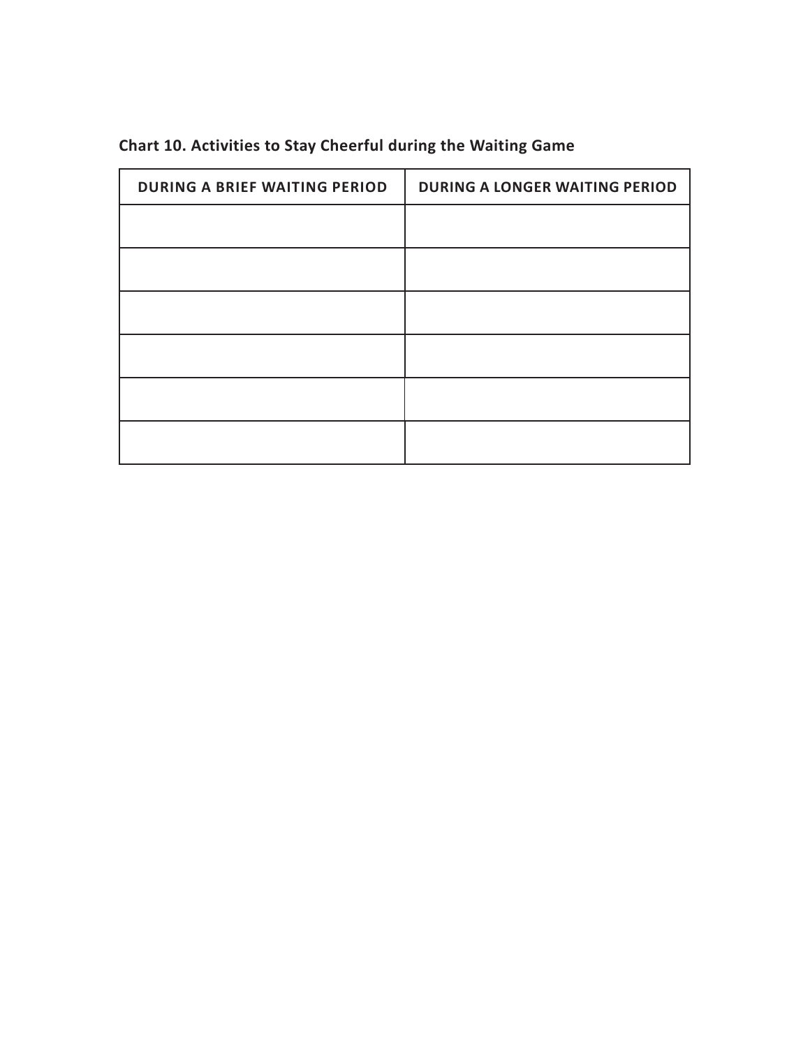**Chart 10. Activities to Stay Cheerful during the Waiting Game**

| DURING A BRIEF WAITING PERIOD | DURING A LONGER WAITING PERIOD |
| --- | --- |
| | |
| | |
| | |
| | |
| | |
| | |